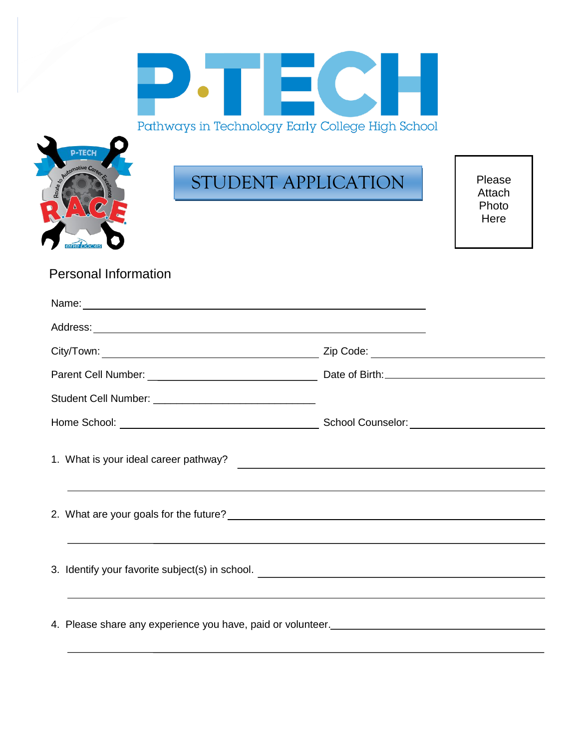# P·TECH

Pathways in Technology Early College High School

## STUDENT APPLICATION

Please Attach Photo Here

### Personal Information

Name: ______________________________________________

Address: ______________________________________________

City/Town: ______________________________ Zip Code: ______________________

Parent Cell Number: ______________________________ Date of Birth: ______________________

Student Cell Number: ______________________________

Home School: ______________________________ School Counselor: ______________________

1. What is your ideal career pathway? ______________________________

   ______________________________________________

2. What are your goals for the future? ______________________________

   ______________________________________________

3. Identify your favorite subject(s) in school. ______________________________

   ______________________________________________

4. Please share any experience you have, paid or volunteer. ______________________________

   ______________________________________________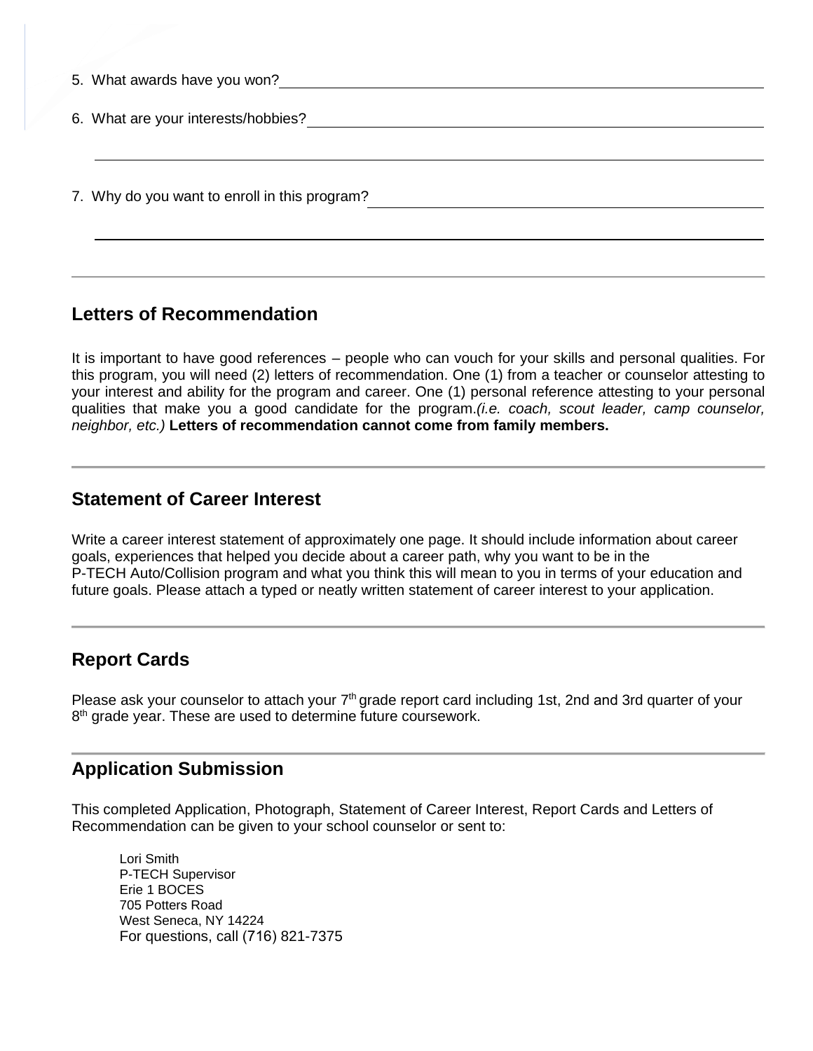5. What awards have you won? ______________________________________________

6. What are your interests/hobbies? ______________________________________________

______________________________________________

7. Why do you want to enroll in this program? ______________________________________________

______________________________________________

---

## Letters of Recommendation

It is important to have good references – people who can vouch for your skills and personal qualities. For this program, you will need (2) letters of recommendation. One (1) from a teacher or counselor attesting to your interest and ability for the program and career. One (1) personal reference attesting to your personal qualities that make you a good candidate for the program.*(i.e. coach, scout leader, camp counselor, neighbor, etc.)* **Letters of recommendation cannot come from family members.**

---

## Statement of Career Interest

Write a career interest statement of approximately one page. It should include information about career goals, experiences that helped you decide about a career path, why you want to be in the P-TECH Auto/Collision program and what you think this will mean to you in terms of your education and future goals. Please attach a typed or neatly written statement of career interest to your application.

---

## Report Cards

Please ask your counselor to attach your 7th grade report card including 1st, 2nd and 3rd quarter of your 8th grade year. These are used to determine future coursework.

---

## Application Submission

This completed Application, Photograph, Statement of Career Interest, Report Cards and Letters of Recommendation can be given to your school counselor or sent to:

Lori Smith
P-TECH Supervisor
Erie 1 BOCES
705 Potters Road
West Seneca, NY 14224
For questions, call (716) 821-7375